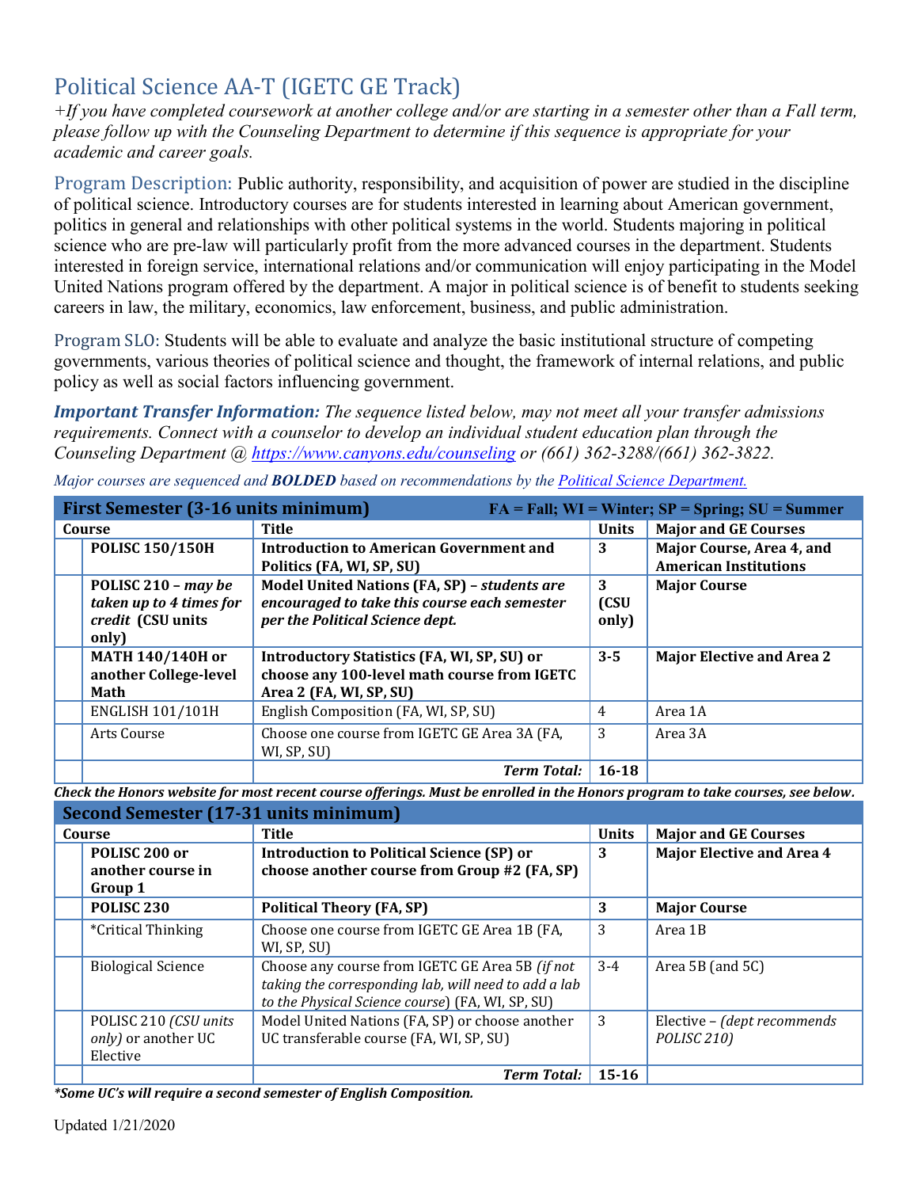# Political Science AA-T (IGETC GE Track)

*+If you have completed coursework at another college and/or are starting in a semester other than a Fall term, please follow up with the Counseling Department to determine if this sequence is appropriate for your academic and career goals.*

Program Description: Public authority, responsibility, and acquisition of power are studied in the discipline of political science. Introductory courses are for students interested in learning about American government, politics in general and relationships with other political systems in the world. Students majoring in political science who are pre-law will particularly profit from the more advanced courses in the department. Students interested in foreign service, international relations and/or communication will enjoy participating in the Model United Nations program offered by the department. A major in political science is of benefit to students seeking careers in law, the military, economics, law enforcement, business, and public administration.

Program SLO: Students will be able to evaluate and analyze the basic institutional structure of competing governments, various theories of political science and thought, the framework of internal relations, and public policy as well as social factors influencing government.

***Important Transfer Information:*** *The sequence listed below, may not meet all your transfer admissions requirements. Connect with a counselor to develop an individual student education plan through the Counseling Department @ https://www.canyons.edu/counseling or (661) 362-3288/(661) 362-3822.*

*Major courses are sequenced and **BOLDED** based on recommendations by the Political Science Department.*

| First Semester (3-16 units minimum) | | FA = Fall; WI = Winter; SP = Spring; SU = Summer | | |
|---|---|---|---|---|
| | Course | Title | Units | Major and GE Courses |
| | **POLISC 150/150H** | **Introduction to American Government and Politics (FA, WI, SP, SU)** | **3** | **Major Course, Area 4, and American Institutions** |
| | **POLISC 210 –** ***may be taken up to 4 times for credit*** **(CSU units only)** | **Model United Nations (FA, SP) –** ***students are encouraged to take this course each semester per the Political Science dept.*** | **3 (CSU only)** | **Major Course** |
| | **MATH 140/140H or another College-level Math** | **Introductory Statistics (FA, WI, SP, SU) or choose any 100-level math course from IGETC Area 2 (FA, WI, SP, SU)** | **3-5** | **Major Elective and Area 2** |
| | ENGLISH 101/101H | English Composition (FA, WI, SP, SU) | 4 | Area 1A |
| | Arts Course | Choose one course from IGETC GE Area 3A (FA, WI, SP, SU) | 3 | Area 3A |
| | | ***Term Total:*** | **16-18** | |

***Check the Honors website for most recent course offerings. Must be enrolled in the Honors program to take courses, see below.***

| Second Semester (17-31 units minimum) | | | | |
|---|---|---|---|---|
| | Course | Title | Units | Major and GE Courses |
| | **POLISC 200 or another course in Group 1** | **Introduction to Political Science (SP) or choose another course from Group #2 (FA, SP)** | **3** | **Major Elective and Area 4** |
| | **POLISC 230** | **Political Theory (FA, SP)** | **3** | **Major Course** |
| | *Critical Thinking | Choose one course from IGETC GE Area 1B (FA, WI, SP, SU) | 3 | Area 1B |
| | Biological Science | Choose any course from IGETC GE Area 5B *(if not taking the corresponding lab, will need to add a lab to the Physical Science course)* (FA, WI, SP, SU) | 3-4 | Area 5B (and 5C) |
| | POLISC 210 *(CSU units only)* or another UC Elective | Model United Nations (FA, SP) or choose another UC transferable course (FA, WI, SP, SU) | 3 | Elective – *(dept recommends POLISC 210)* |
| | | ***Term Total:*** | **15-16** | |

***\*Some UC's will require a second semester of English Composition.***

Updated 1/21/2020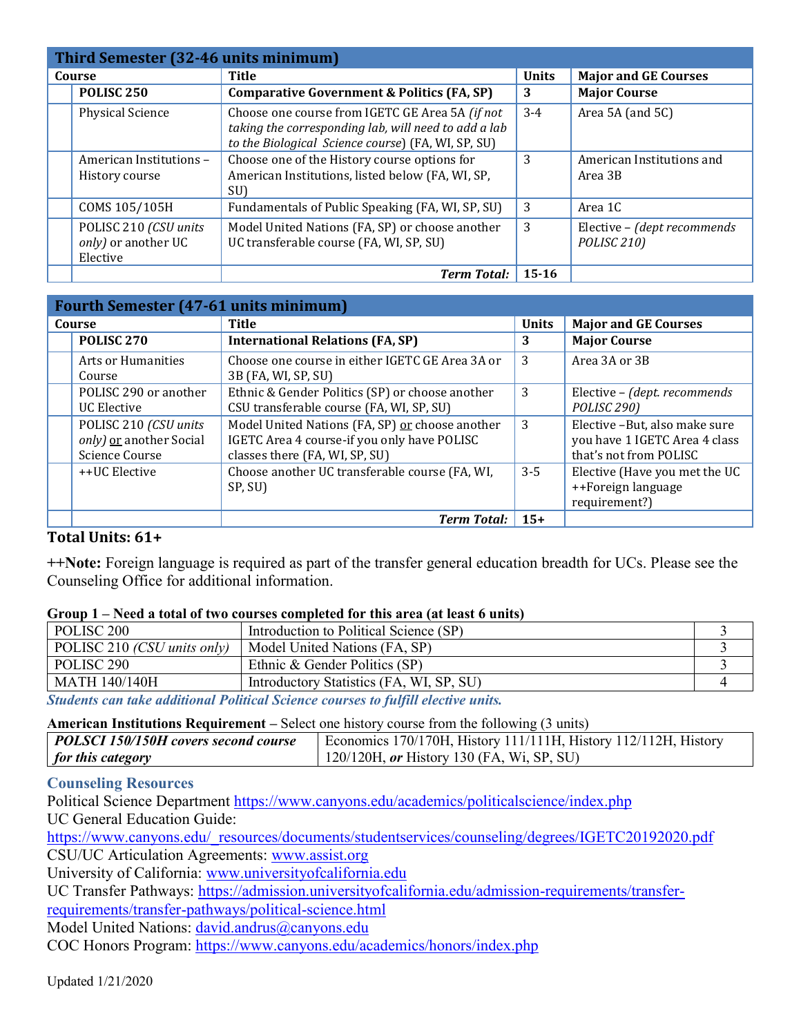| Third Semester (32-46 units minimum) | | | | |
|---|---|---|---|---|
| Course | | Title | Units | Major and GE Courses |
| | **POLISC 250** | **Comparative Government & Politics (FA, SP)** | **3** | **Major Course** |
| | Physical Science | Choose one course from IGETC GE Area 5A *(if not taking the corresponding lab, will need to add a lab to the Biological Science course)* (FA, WI, SP, SU) | 3-4 | Area 5A (and 5C) |
| | American Institutions – History course | Choose one of the History course options for American Institutions, listed below (FA, WI, SP, SU) | 3 | American Institutions and Area 3B |
| | COMS 105/105H | Fundamentals of Public Speaking (FA, WI, SP, SU) | 3 | Area 1C |
| | POLISC 210 *(CSU units only)* or another UC Elective | Model United Nations (FA, SP) or choose another UC transferable course (FA, WI, SP, SU) | 3 | Elective – *(dept recommends POLISC 210)* |
| | | ***Term Total:*** | **15-16** | |

| Fourth Semester (47-61 units minimum) | | | | |
|---|---|---|---|---|
| Course | | Title | Units | Major and GE Courses |
| | **POLISC 270** | **International Relations (FA, SP)** | **3** | **Major Course** |
| | Arts or Humanities Course | Choose one course in either IGETC GE Area 3A or 3B (FA, WI, SP, SU) | 3 | Area 3A or 3B |
| | POLISC 290 or another UC Elective | Ethnic & Gender Politics (SP) or choose another CSU transferable course (FA, WI, SP, SU) | 3 | Elective – *(dept. recommends POLISC 290)* |
| | POLISC 210 *(CSU units only)* or another Social Science Course | Model United Nations (FA, SP) or choose another IGETC Area 4 course-if you only have POLISC classes there (FA, WI, SP, SU) | 3 | Elective –But, also make sure you have 1 IGETC Area 4 class that's not from POLISC |
| | ++UC Elective | Choose another UC transferable course (FA, WI, SP, SU) | 3-5 | Elective (Have you met the UC ++Foreign language requirement?) |
| | | ***Term Total:*** | **15+** | |

**Total Units: 61+**

**++Note:** Foreign language is required as part of the transfer general education breadth for UCs. Please see the Counseling Office for additional information.

**Group 1 – Need a total of two courses completed for this area (at least 6 units)**

| Course | Title | Units |
|---|---|---|
| POLISC 200 | Introduction to Political Science (SP) | 3 |
| POLISC 210 *(CSU units only)* | Model United Nations (FA, SP) | 3 |
| POLISC 290 | Ethnic & Gender Politics (SP) | 3 |
| MATH 140/140H | Introductory Statistics (FA, WI, SP, SU) | 4 |

***Students can take additional Political Science courses to fulfill elective units.***

**American Institutions Requirement** – Select one history course from the following (3 units)

| | |
|---|---|
| ***POLSCI 150/150H covers second course for this category*** | Economics 170/170H, History 111/111H, History 112/112H, History 120/120H, ***or*** History 130 (FA, Wi, SP, SU) |

## Counseling Resources

Political Science Department https://www.canyons.edu/academics/politicalscience/index.php
UC General Education Guide:
https://www.canyons.edu/_resources/documents/studentservices/counseling/degrees/IGETC20192020.pdf
CSU/UC Articulation Agreements: www.assist.org
University of California: www.universityofcalifornia.edu
UC Transfer Pathways: https://admission.universityofcalifornia.edu/admission-requirements/transfer-requirements/transfer-pathways/political-science.html
Model United Nations: david.andrus@canyons.edu
COC Honors Program: https://www.canyons.edu/academics/honors/index.php

Updated 1/21/2020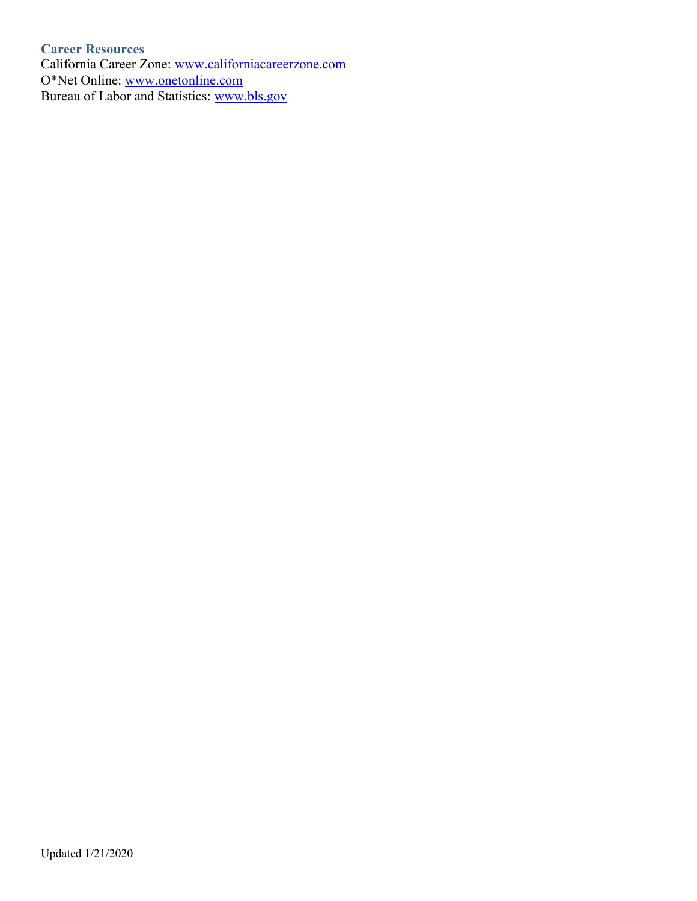### Career Resources

California Career Zone: www.californiacareerzone.com
O*Net Online: www.onetonline.com
Bureau of Labor and Statistics: www.bls.gov

Updated 1/21/2020